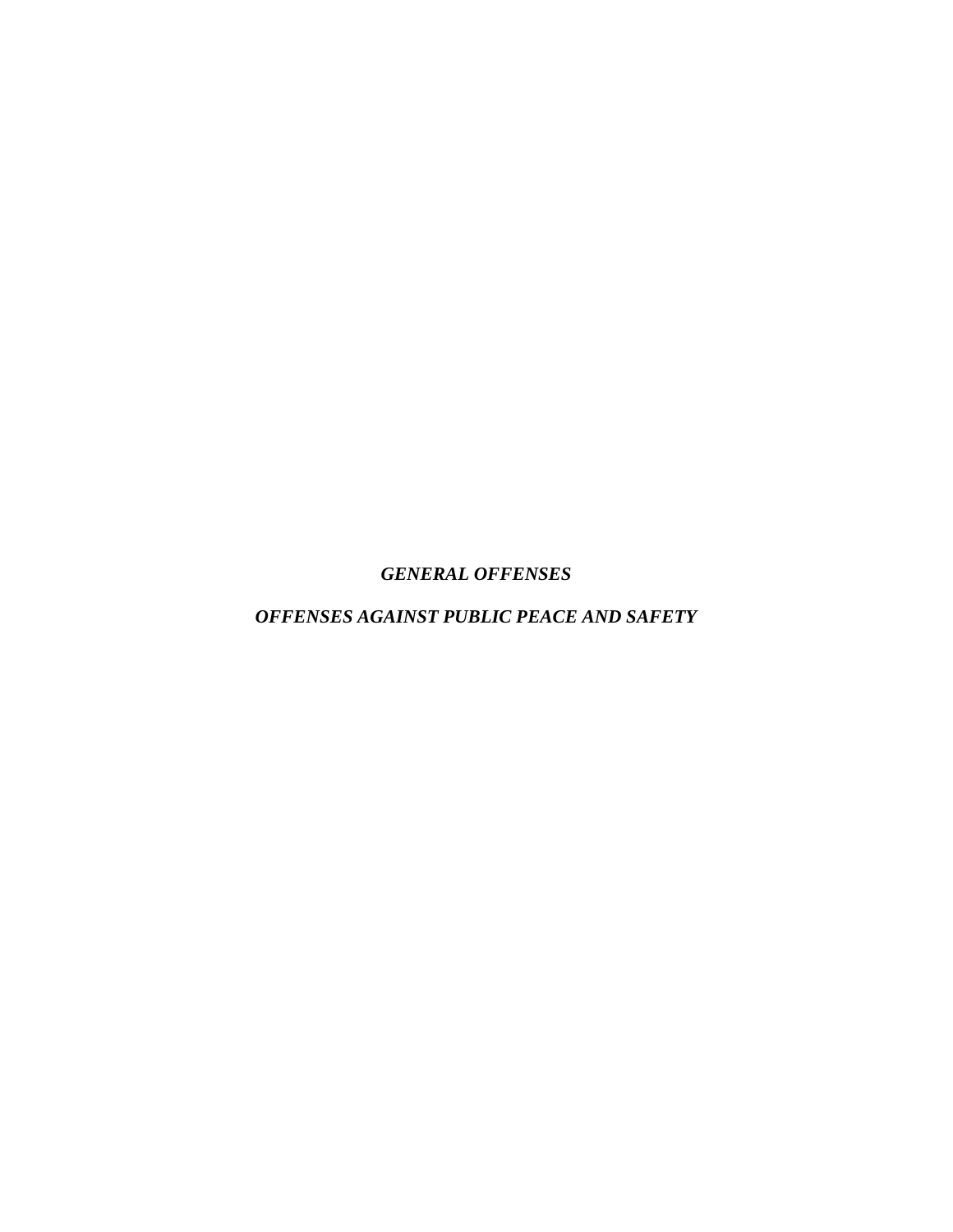# ***GENERAL OFFENSES***

## ***OFFENSES AGAINST PUBLIC PEACE AND SAFETY***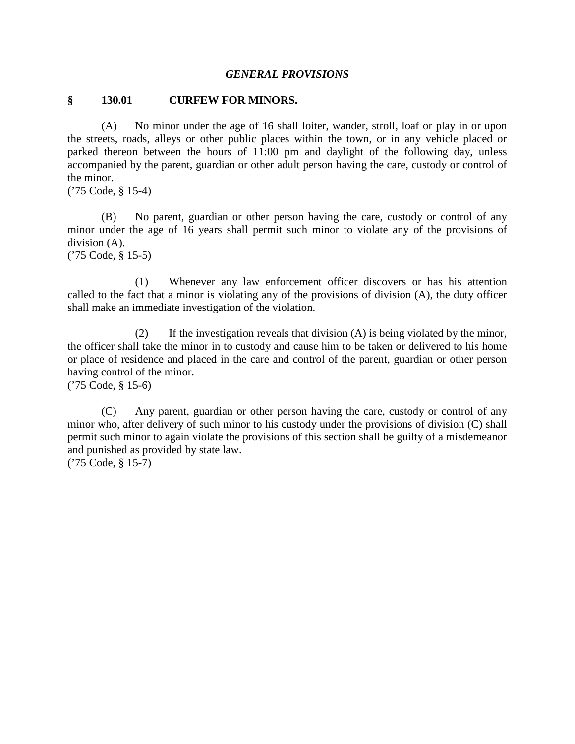### *GENERAL PROVISIONS*

## § 130.01 CURFEW FOR MINORS.

(A) No minor under the age of 16 shall loiter, wander, stroll, loaf or play in or upon the streets, roads, alleys or other public places within the town, or in any vehicle placed or parked thereon between the hours of 11:00 pm and daylight of the following day, unless accompanied by the parent, guardian or other adult person having the care, custody or control of the minor.
('75 Code, § 15-4)

(B) No parent, guardian or other person having the care, custody or control of any minor under the age of 16 years shall permit such minor to violate any of the provisions of division (A).
('75 Code, § 15-5)

(1) Whenever any law enforcement officer discovers or has his attention called to the fact that a minor is violating any of the provisions of division (A), the duty officer shall make an immediate investigation of the violation.

(2) If the investigation reveals that division (A) is being violated by the minor, the officer shall take the minor in to custody and cause him to be taken or delivered to his home or place of residence and placed in the care and control of the parent, guardian or other person having control of the minor.
('75 Code, § 15-6)

(C) Any parent, guardian or other person having the care, custody or control of any minor who, after delivery of such minor to his custody under the provisions of division (C) shall permit such minor to again violate the provisions of this section shall be guilty of a misdemeanor and punished as provided by state law.
('75 Code, § 15-7)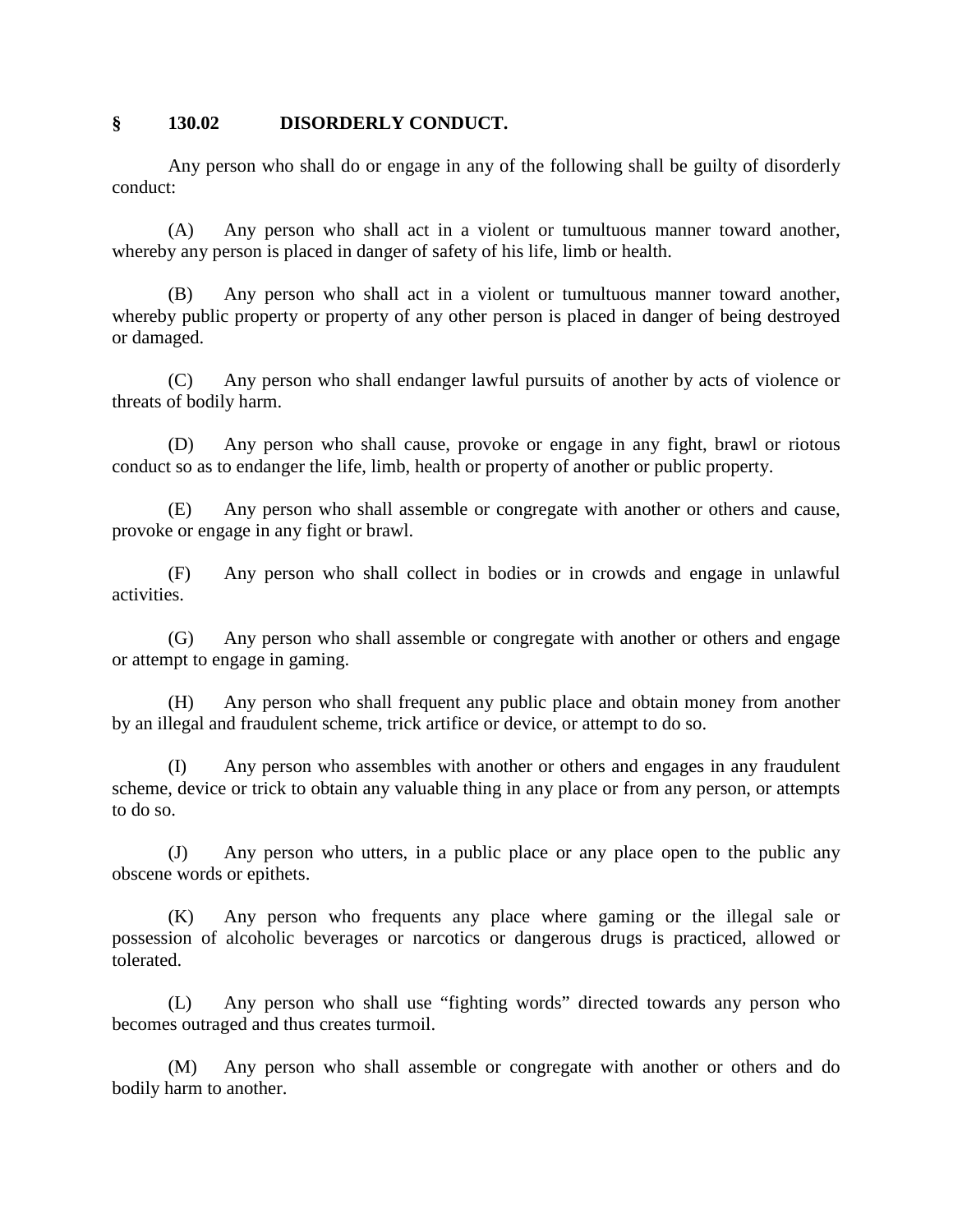## § 130.02 DISORDERLY CONDUCT.

Any person who shall do or engage in any of the following shall be guilty of disorderly conduct:

(A) Any person who shall act in a violent or tumultuous manner toward another, whereby any person is placed in danger of safety of his life, limb or health.

(B) Any person who shall act in a violent or tumultuous manner toward another, whereby public property or property of any other person is placed in danger of being destroyed or damaged.

(C) Any person who shall endanger lawful pursuits of another by acts of violence or threats of bodily harm.

(D) Any person who shall cause, provoke or engage in any fight, brawl or riotous conduct so as to endanger the life, limb, health or property of another or public property.

(E) Any person who shall assemble or congregate with another or others and cause, provoke or engage in any fight or brawl.

(F) Any person who shall collect in bodies or in crowds and engage in unlawful activities.

(G) Any person who shall assemble or congregate with another or others and engage or attempt to engage in gaming.

(H) Any person who shall frequent any public place and obtain money from another by an illegal and fraudulent scheme, trick artifice or device, or attempt to do so.

(I) Any person who assembles with another or others and engages in any fraudulent scheme, device or trick to obtain any valuable thing in any place or from any person, or attempts to do so.

(J) Any person who utters, in a public place or any place open to the public any obscene words or epithets.

(K) Any person who frequents any place where gaming or the illegal sale or possession of alcoholic beverages or narcotics or dangerous drugs is practiced, allowed or tolerated.

(L) Any person who shall use "fighting words" directed towards any person who becomes outraged and thus creates turmoil.

(M) Any person who shall assemble or congregate with another or others and do bodily harm to another.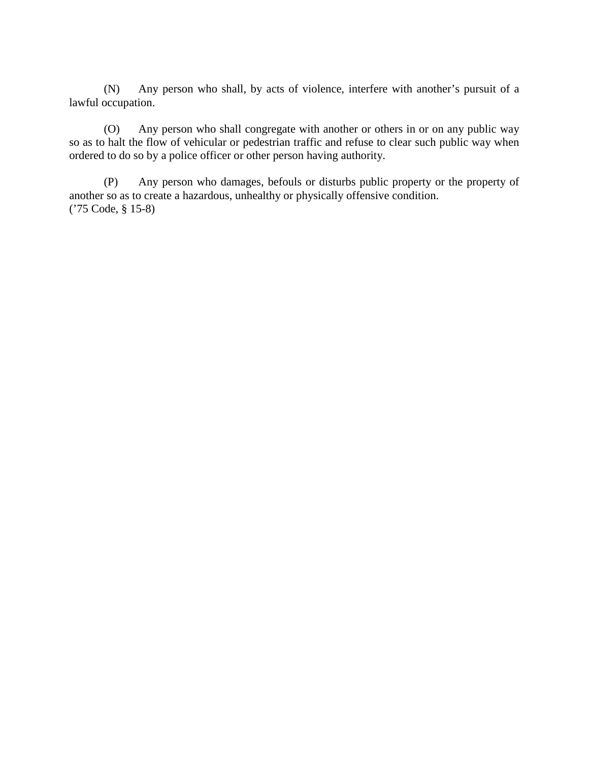(N) Any person who shall, by acts of violence, interfere with another's pursuit of a lawful occupation.

(O) Any person who shall congregate with another or others in or on any public way so as to halt the flow of vehicular or pedestrian traffic and refuse to clear such public way when ordered to do so by a police officer or other person having authority.

(P) Any person who damages, befouls or disturbs public property or the property of another so as to create a hazardous, unhealthy or physically offensive condition.
('75 Code, § 15-8)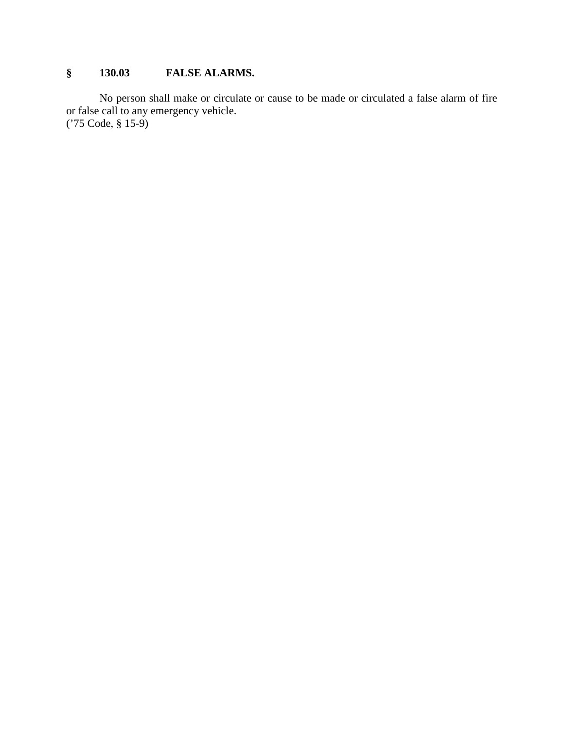**§ 130.03 FALSE ALARMS.**

No person shall make or circulate or cause to be made or circulated a false alarm of fire or false call to any emergency vehicle.
('75 Code, § 15-9)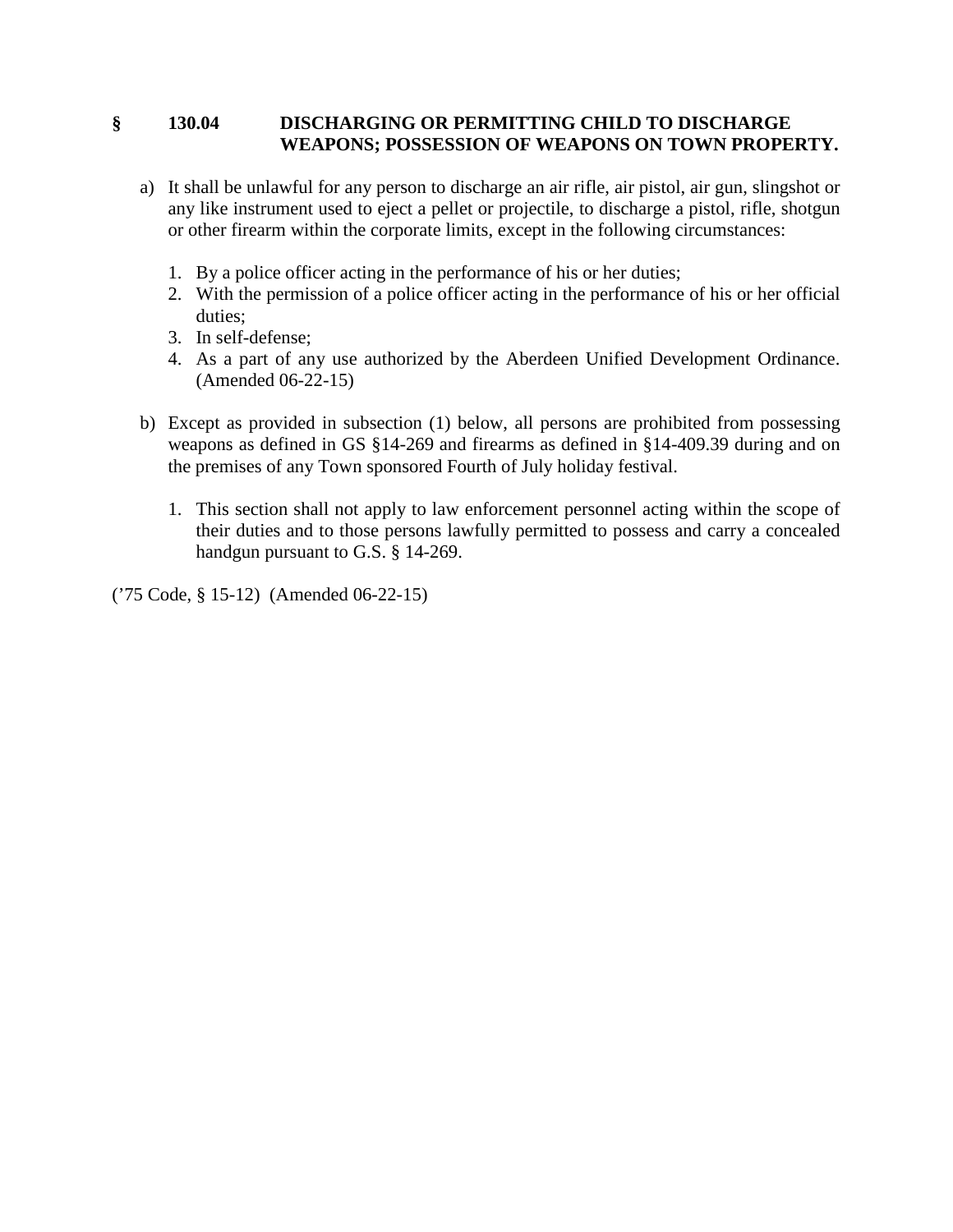### § 130.04 DISCHARGING OR PERMITTING CHILD TO DISCHARGE WEAPONS; POSSESSION OF WEAPONS ON TOWN PROPERTY.

a) It shall be unlawful for any person to discharge an air rifle, air pistol, air gun, slingshot or any like instrument used to eject a pellet or projectile, to discharge a pistol, rifle, shotgun or other firearm within the corporate limits, except in the following circumstances:

   1. By a police officer acting in the performance of his or her duties;
   2. With the permission of a police officer acting in the performance of his or her official duties;
   3. In self-defense;
   4. As a part of any use authorized by the Aberdeen Unified Development Ordinance. (Amended 06-22-15)

b) Except as provided in subsection (1) below, all persons are prohibited from possessing weapons as defined in GS §14-269 and firearms as defined in §14-409.39 during and on the premises of any Town sponsored Fourth of July holiday festival.

   1. This section shall not apply to law enforcement personnel acting within the scope of their duties and to those persons lawfully permitted to possess and carry a concealed handgun pursuant to G.S. § 14-269.

('75 Code, § 15-12) (Amended 06-22-15)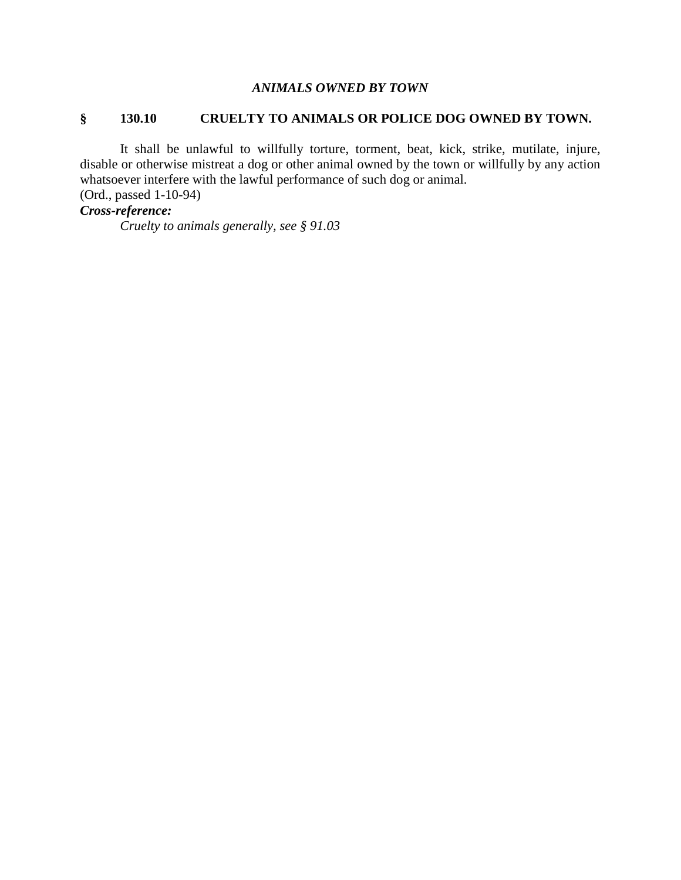### *ANIMALS OWNED BY TOWN*

### **§ 130.10 CRUELTY TO ANIMALS OR POLICE DOG OWNED BY TOWN.**

It shall be unlawful to willfully torture, torment, beat, kick, strike, mutilate, injure, disable or otherwise mistreat a dog or other animal owned by the town or willfully by any action whatsoever interfere with the lawful performance of such dog or animal.
(Ord., passed 1-10-94)

***Cross-reference:***

*Cruelty to animals generally, see § 91.03*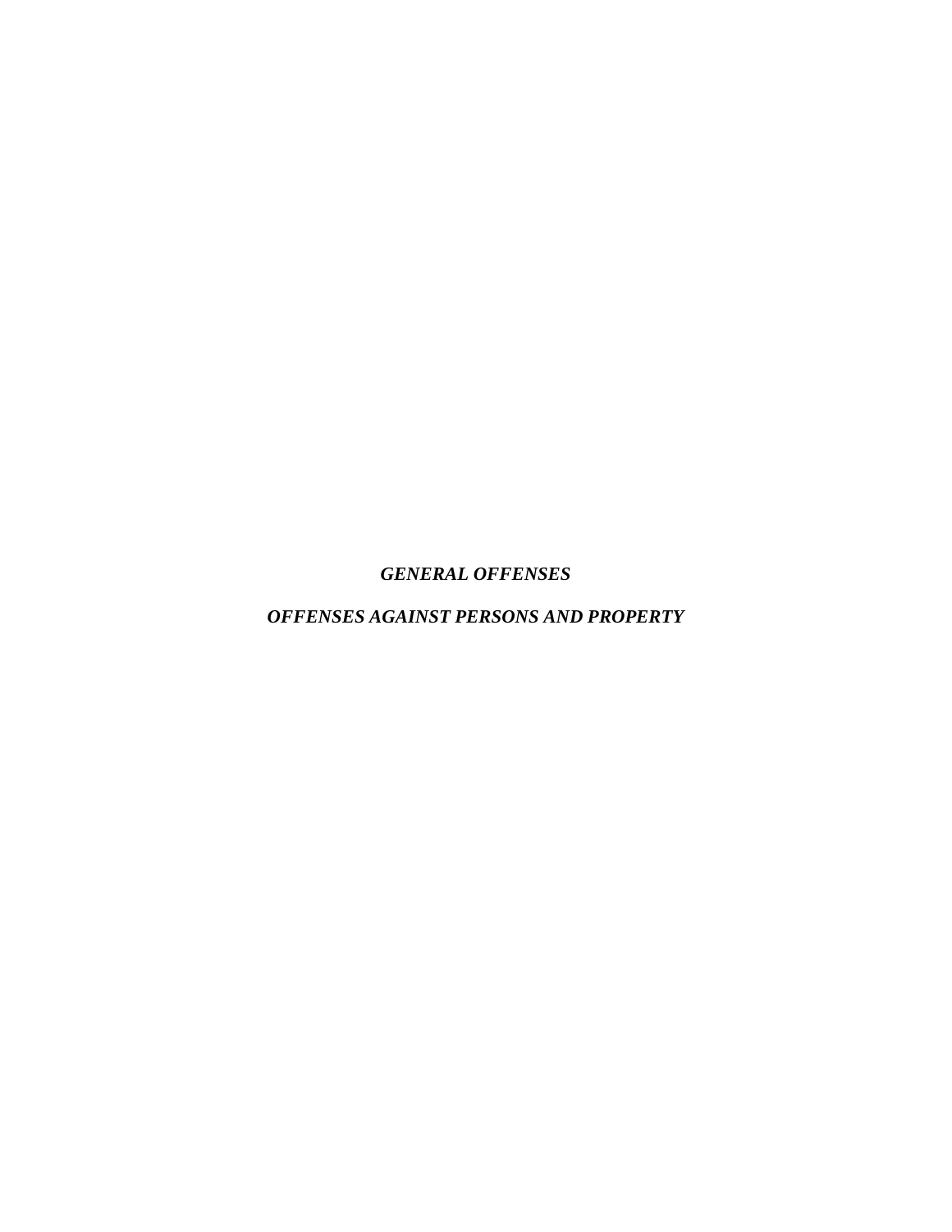***GENERAL OFFENSES***

***OFFENSES AGAINST PERSONS AND PROPERTY***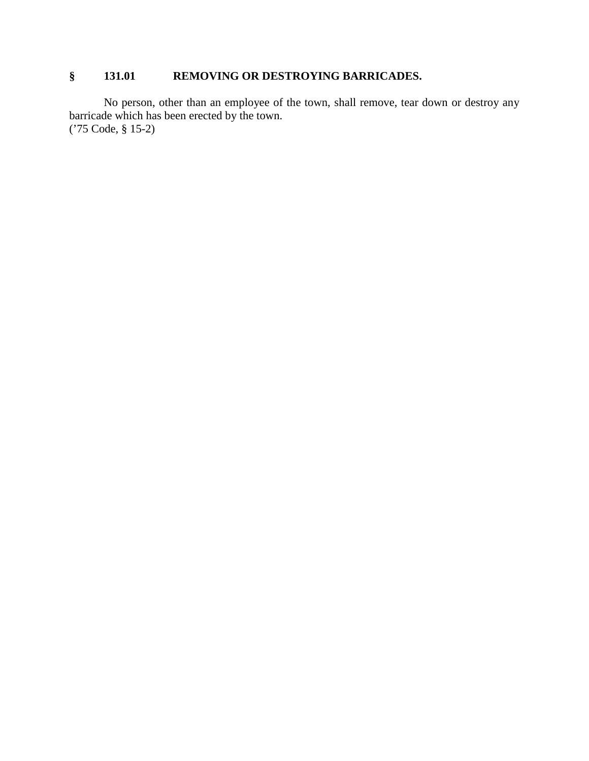## § 131.01 REMOVING OR DESTROYING BARRICADES.

No person, other than an employee of the town, shall remove, tear down or destroy any barricade which has been erected by the town.
('75 Code, § 15-2)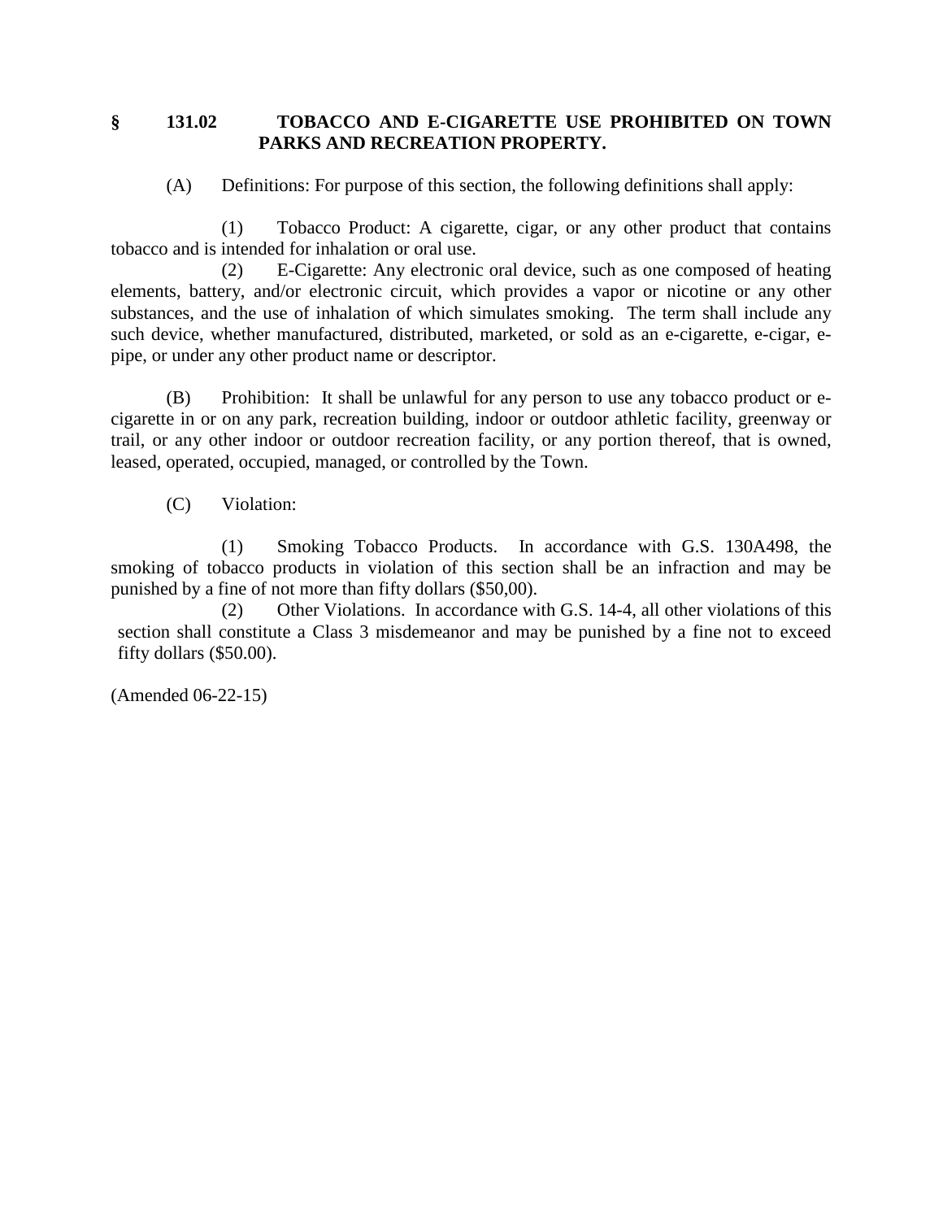## § 131.02 TOBACCO AND E-CIGARETTE USE PROHIBITED ON TOWN PARKS AND RECREATION PROPERTY.

(A) Definitions: For purpose of this section, the following definitions shall apply:

(1) Tobacco Product: A cigarette, cigar, or any other product that contains tobacco and is intended for inhalation or oral use.

(2) E-Cigarette: Any electronic oral device, such as one composed of heating elements, battery, and/or electronic circuit, which provides a vapor or nicotine or any other substances, and the use of inhalation of which simulates smoking. The term shall include any such device, whether manufactured, distributed, marketed, or sold as an e-cigarette, e-cigar, e-pipe, or under any other product name or descriptor.

(B) Prohibition: It shall be unlawful for any person to use any tobacco product or e-cigarette in or on any park, recreation building, indoor or outdoor athletic facility, greenway or trail, or any other indoor or outdoor recreation facility, or any portion thereof, that is owned, leased, operated, occupied, managed, or controlled by the Town.

(C) Violation:

(1) Smoking Tobacco Products. In accordance with G.S. 130A498, the smoking of tobacco products in violation of this section shall be an infraction and may be punished by a fine of not more than fifty dollars ($50,00).

(2) Other Violations. In accordance with G.S. 14-4, all other violations of this section shall constitute a Class 3 misdemeanor and may be punished by a fine not to exceed fifty dollars ($50.00).

(Amended 06-22-15)